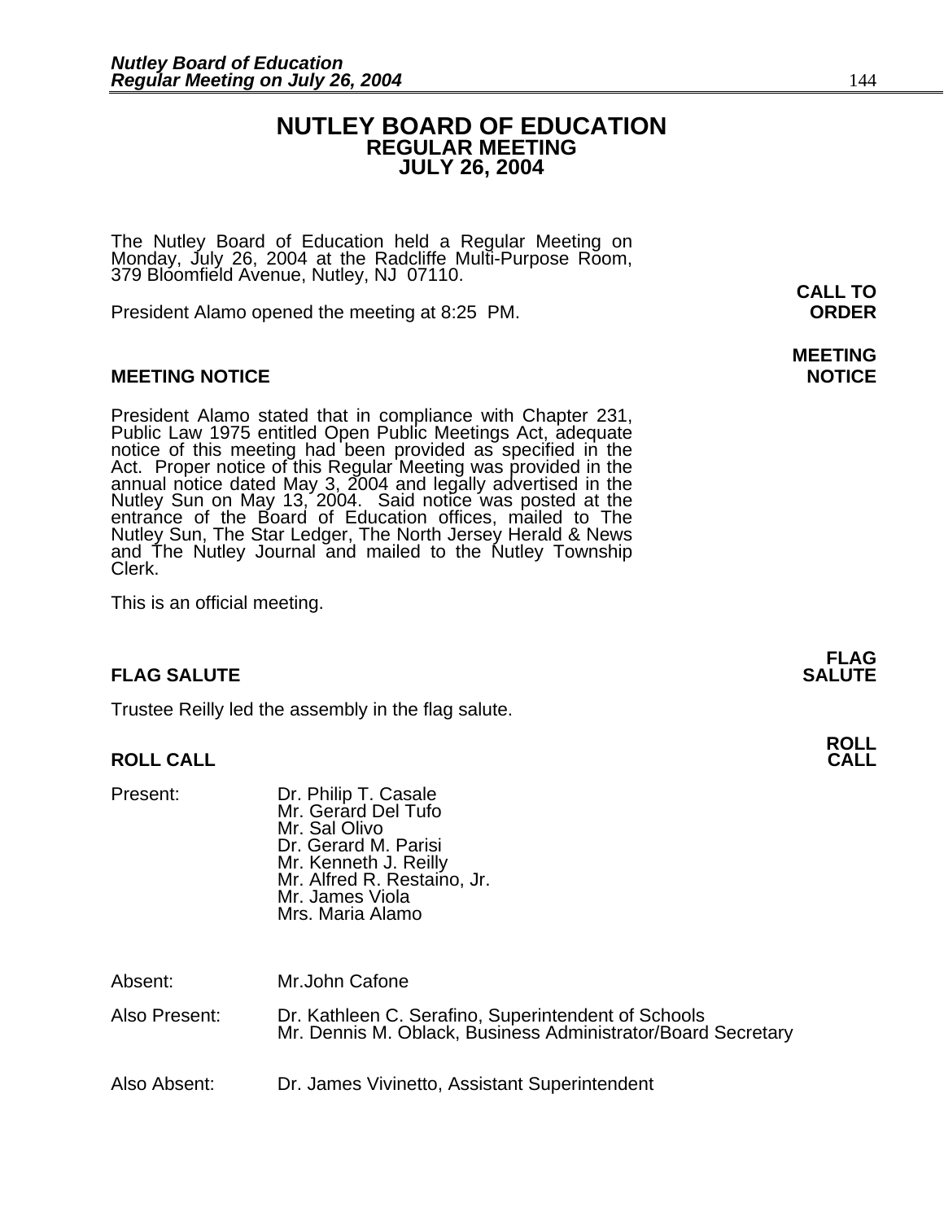# NUTLEY BOARD OF EDUCATION
## REGULAR MEETING
## JULY 26, 2004

The Nutley Board of Education held a Regular Meeting on Monday, July 26, 2004 at the Radcliffe Multi-Purpose Room, 379 Bloomfield Avenue, Nutley, NJ 07110.

**CALL TO ORDER**

President Alamo opened the meeting at 8:25 PM.

**MEETING NOTICE**

President Alamo stated that in compliance with Chapter 231, Public Law 1975 entitled Open Public Meetings Act, adequate notice of this meeting had been provided as specified in the Act. Proper notice of this Regular Meeting was provided in the annual notice dated May 3, 2004 and legally advertised in the Nutley Sun on May 13, 2004. Said notice was posted at the entrance of the Board of Education offices, mailed to The Nutley Sun, The Star Ledger, The North Jersey Herald & News and The Nutley Journal and mailed to the Nutley Township Clerk.

This is an official meeting.

**FLAG SALUTE**

Trustee Reilly led the assembly in the flag salute.

**ROLL CALL**

Present:
- Dr. Philip T. Casale
- Mr. Gerard Del Tufo
- Mr. Sal Olivo
- Dr. Gerard M. Parisi
- Mr. Kenneth J. Reilly
- Mr. Alfred R. Restaino, Jr.
- Mr. James Viola
- Mrs. Maria Alamo

Absent: Mr.John Cafone

Also Present:
- Dr. Kathleen C. Serafino, Superintendent of Schools
- Mr. Dennis M. Oblack, Business Administrator/Board Secretary

Also Absent: Dr. James Vivinetto, Assistant Superintendent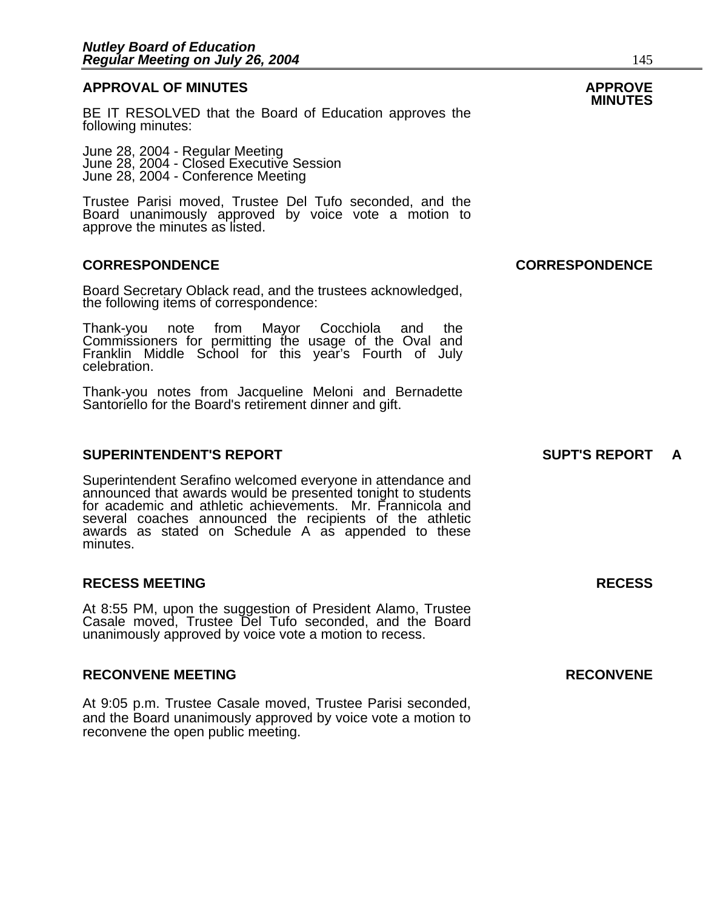## APPROVAL OF MINUTES

**APPROVE MINUTES**

BE IT RESOLVED that the Board of Education approves the following minutes:

June 28, 2004 - Regular Meeting
June 28, 2004 - Closed Executive Session
June 28, 2004 - Conference Meeting

Trustee Parisi moved, Trustee Del Tufo seconded, and the Board unanimously approved by voice vote a motion to approve the minutes as listed.

## CORRESPONDENCE

**CORRESPONDENCE**

Board Secretary Oblack read, and the trustees acknowledged, the following items of correspondence:

Thank-you note from Mayor Cocchiola and the Commissioners for permitting the usage of the Oval and Franklin Middle School for this year's Fourth of July celebration.

Thank-you notes from Jacqueline Meloni and Bernadette Santoriello for the Board's retirement dinner and gift.

## SUPERINTENDENT'S REPORT

**SUPT'S REPORT A**

Superintendent Serafino welcomed everyone in attendance and announced that awards would be presented tonight to students for academic and athletic achievements. Mr. Frannicola and several coaches announced the recipients of the athletic awards as stated on Schedule A as appended to these minutes.

## RECESS MEETING

**RECESS**

At 8:55 PM, upon the suggestion of President Alamo, Trustee Casale moved, Trustee Del Tufo seconded, and the Board unanimously approved by voice vote a motion to recess.

## RECONVENE MEETING

**RECONVENE**

At 9:05 p.m. Trustee Casale moved, Trustee Parisi seconded, and the Board unanimously approved by voice vote a motion to reconvene the open public meeting.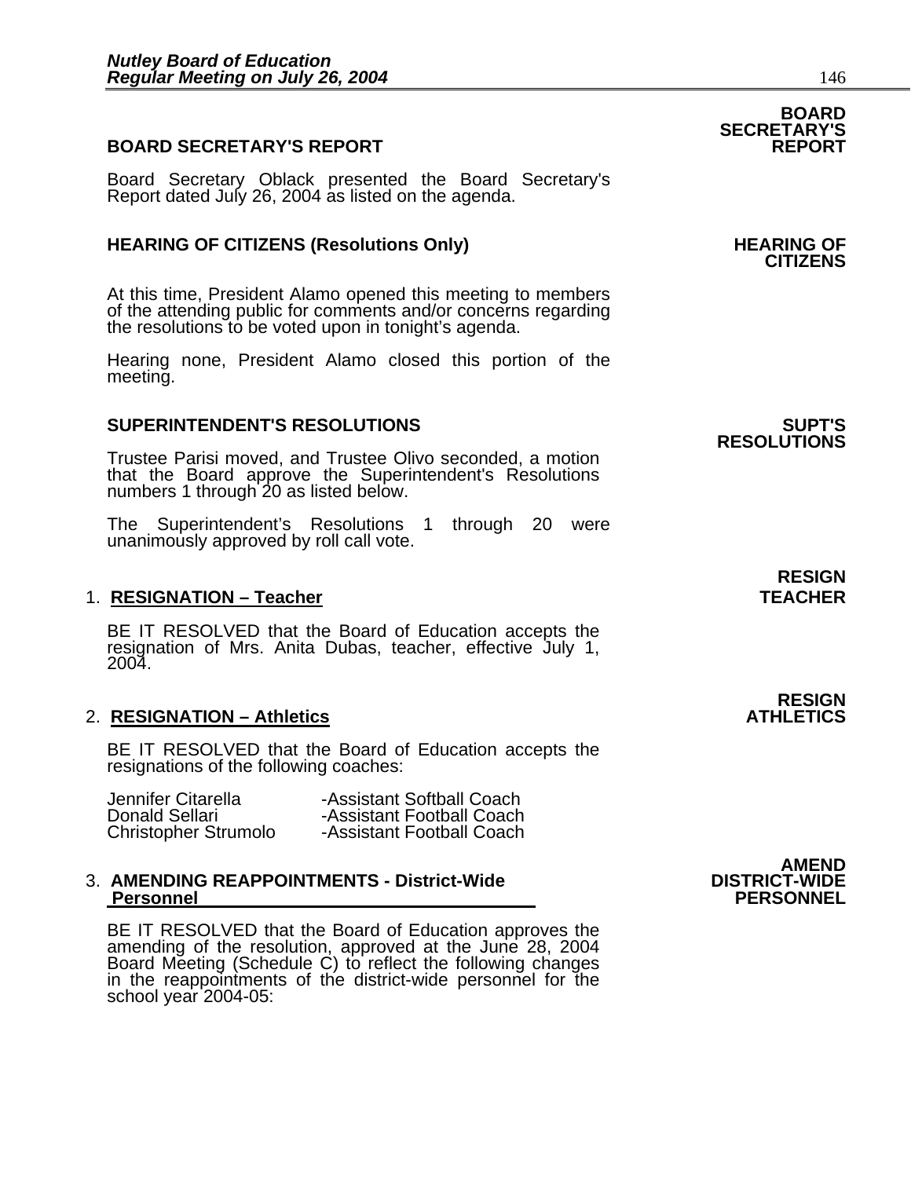**BOARD SECRETARY'S REPORT**

**BOARD SECRETARY'S REPORT**

Board Secretary Oblack presented the Board Secretary's Report dated July 26, 2004 as listed on the agenda.

**HEARING OF CITIZENS (Resolutions Only)**

**HEARING OF CITIZENS**

At this time, President Alamo opened this meeting to members of the attending public for comments and/or concerns regarding the resolutions to be voted upon in tonight's agenda.

Hearing none, President Alamo closed this portion of the meeting.

**SUPERINTENDENT'S RESOLUTIONS**

**SUPT'S RESOLUTIONS**

Trustee Parisi moved, and Trustee Olivo seconded, a motion that the Board approve the Superintendent's Resolutions numbers 1 through 20 as listed below.

The Superintendent's Resolutions 1 through 20 were unanimously approved by roll call vote.

**RESIGN TEACHER**

1. **RESIGNATION – Teacher**

BE IT RESOLVED that the Board of Education accepts the resignation of Mrs. Anita Dubas, teacher, effective July 1, 2004.

**RESIGN ATHLETICS**

2. **RESIGNATION – Athletics**

BE IT RESOLVED that the Board of Education accepts the resignations of the following coaches:

| | |
|---|---|
| Jennifer Citarella | -Assistant Softball Coach |
| Donald Sellari | -Assistant Football Coach |
| Christopher Strumolo | -Assistant Football Coach |

**AMEND DISTRICT-WIDE PERSONNEL**

3. **AMENDING REAPPOINTMENTS - District-Wide Personnel**

BE IT RESOLVED that the Board of Education approves the amending of the resolution, approved at the June 28, 2004 Board Meeting (Schedule C) to reflect the following changes in the reappointments of the district-wide personnel for the school year 2004-05: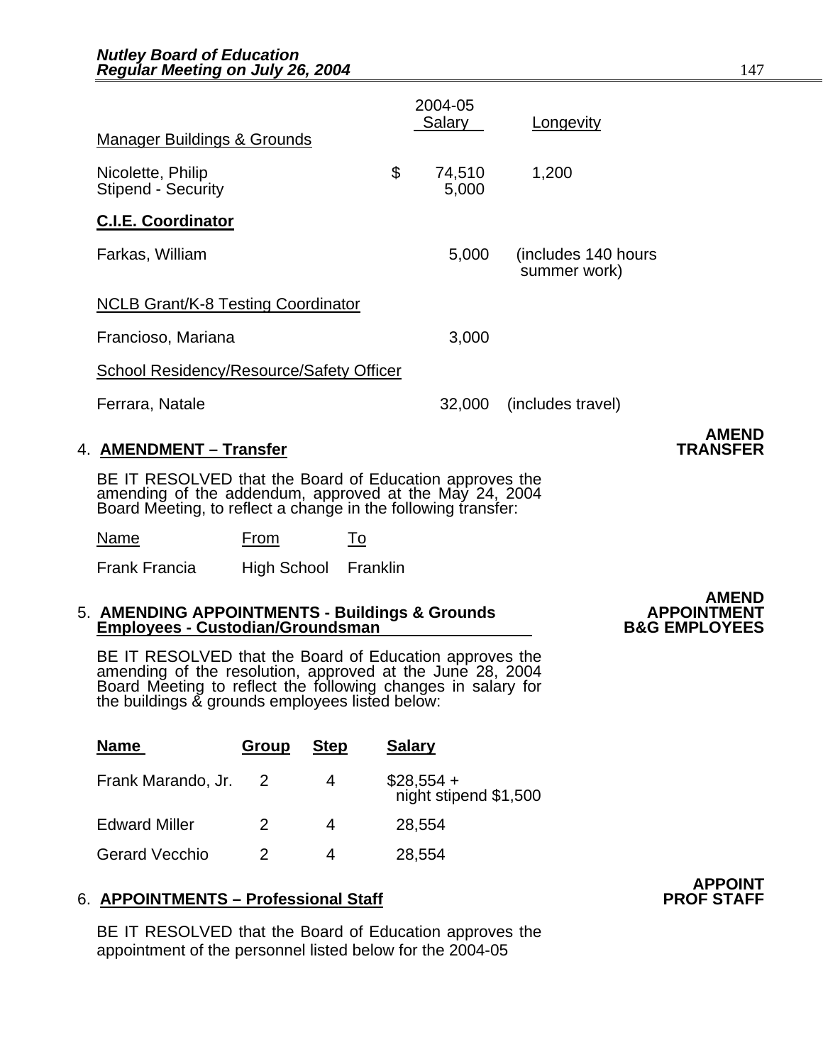| | 2004-05 Salary | Longevity |
|---|---|---|
| Manager Buildings & Grounds | | |
| Nicolette, Philip | $ 74,510 | 1,200 |
| Stipend - Security | 5,000 | |
| **C.I.E. Coordinator** | | |
| Farkas, William | 5,000 | (includes 140 hours summer work) |
| NCLB Grant/K-8 Testing Coordinator | | |
| Francioso, Mariana | 3,000 | |
| School Residency/Resource/Safety Officer | | |
| Ferrara, Natale | 32,000 | (includes travel) |

**AMEND TRANSFER**

4. **AMENDMENT – Transfer**

BE IT RESOLVED that the Board of Education approves the amending of the addendum, approved at the May 24, 2004 Board Meeting, to reflect a change in the following transfer:

| Name | From | To |
|---|---|---|
| Frank Francia | High School | Franklin |

**AMEND APPOINTMENT B&G EMPLOYEES**

5. **AMENDING APPOINTMENTS - Buildings & Grounds Employees - Custodian/Groundsman**

BE IT RESOLVED that the Board of Education approves the amending of the resolution, approved at the June 28, 2004 Board Meeting to reflect the following changes in salary for the buildings & grounds employees listed below:

| **Name** | **Group** | **Step** | **Salary** |
|---|---|---|---|
| Frank Marando, Jr. | 2 | 4 | $28,554 + night stipend $1,500 |
| Edward Miller | 2 | 4 | 28,554 |
| Gerard Vecchio | 2 | 4 | 28,554 |

**APPOINT PROF STAFF**

6. **APPOINTMENTS – Professional Staff**

BE IT RESOLVED that the Board of Education approves the appointment of the personnel listed below for the 2004-05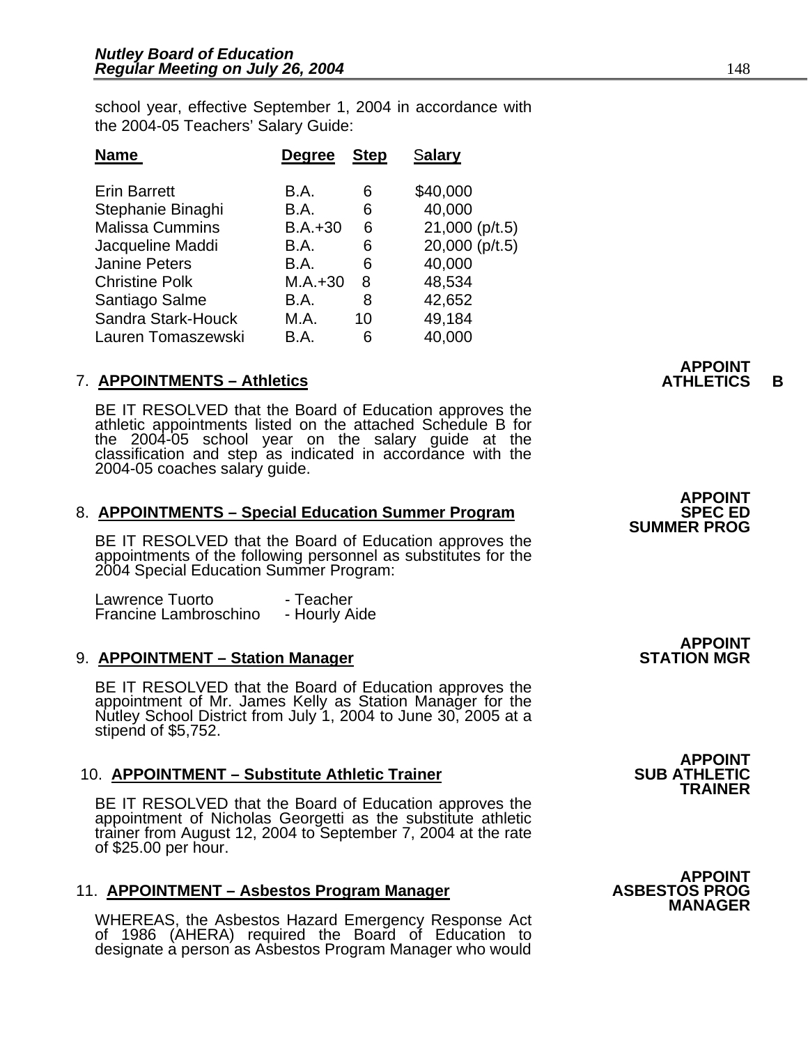school year, effective September 1, 2004 in accordance with the 2004-05 Teachers' Salary Guide:

| Name | Degree | Step | Salary |
|---|---|---|---|
| Erin Barrett | B.A. | 6 | $40,000 |
| Stephanie Binaghi | B.A. | 6 | 40,000 |
| Malissa Cummins | B.A.+30 | 6 | 21,000 (p/t.5) |
| Jacqueline Maddi | B.A. | 6 | 20,000 (p/t.5) |
| Janine Peters | B.A. | 6 | 40,000 |
| Christine Polk | M.A.+30 | 8 | 48,534 |
| Santiago Salme | B.A. | 8 | 42,652 |
| Sandra Stark-Houck | M.A. | 10 | 49,184 |
| Lauren Tomaszewski | B.A. | 6 | 40,000 |

**APPOINT ATHLETICS B**

7. **APPOINTMENTS – Athletics**

BE IT RESOLVED that the Board of Education approves the athletic appointments listed on the attached Schedule B for the 2004-05 school year on the salary guide at the classification and step as indicated in accordance with the 2004-05 coaches salary guide.

**APPOINT SPEC ED SUMMER PROG**

8. **APPOINTMENTS – Special Education Summer Program**

BE IT RESOLVED that the Board of Education approves the appointments of the following personnel as substitutes for the 2004 Special Education Summer Program:

Lawrence Tuorto - Teacher
Francine Lambroschino - Hourly Aide

**APPOINT STATION MGR**

9. **APPOINTMENT – Station Manager**

BE IT RESOLVED that the Board of Education approves the appointment of Mr. James Kelly as Station Manager for the Nutley School District from July 1, 2004 to June 30, 2005 at a stipend of $5,752.

**APPOINT SUB ATHLETIC TRAINER**

10. **APPOINTMENT – Substitute Athletic Trainer**

BE IT RESOLVED that the Board of Education approves the appointment of Nicholas Georgetti as the substitute athletic trainer from August 12, 2004 to September 7, 2004 at the rate of $25.00 per hour.

**APPOINT ASBESTOS PROG MANAGER**

11. **APPOINTMENT – Asbestos Program Manager**

WHEREAS, the Asbestos Hazard Emergency Response Act of 1986 (AHERA) required the Board of Education to designate a person as Asbestos Program Manager who would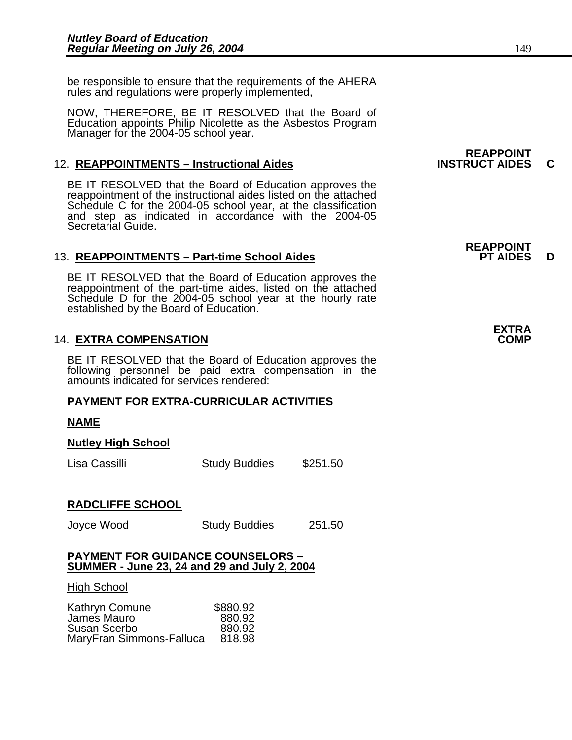be responsible to ensure that the requirements of the AHERA rules and regulations were properly implemented,

NOW, THEREFORE, BE IT RESOLVED that the Board of Education appoints Philip Nicolette as the Asbestos Program Manager for the 2004-05 school year.

**REAPPOINT INSTRUCT AIDES C**

12. **REAPPOINTMENTS – Instructional Aides**

BE IT RESOLVED that the Board of Education approves the reappointment of the instructional aides listed on the attached Schedule C for the 2004-05 school year, at the classification and step as indicated in accordance with the 2004-05 Secretarial Guide.

**REAPPOINT PT AIDES D**

13. **REAPPOINTMENTS – Part-time School Aides**

BE IT RESOLVED that the Board of Education approves the reappointment of the part-time aides, listed on the attached Schedule D for the 2004-05 school year at the hourly rate established by the Board of Education.

**EXTRA COMP**

14. **EXTRA COMPENSATION**

BE IT RESOLVED that the Board of Education approves the following personnel be paid extra compensation in the amounts indicated for services rendered:

**PAYMENT FOR EXTRA-CURRICULAR ACTIVITIES**

**NAME**

**Nutley High School**

| | | |
|---|---|---|
| Lisa Cassilli | Study Buddies | $251.50 |

**RADCLIFFE SCHOOL**

| | | |
|---|---|---|
| Joyce Wood | Study Buddies | 251.50 |

**PAYMENT FOR GUIDANCE COUNSELORS – SUMMER - June 23, 24 and 29 and July 2, 2004**

High School

| | |
|---|---|
| Kathryn Comune | $880.92 |
| James Mauro | 880.92 |
| Susan Scerbo | 880.92 |
| MaryFran Simmons-Falluca | 818.98 |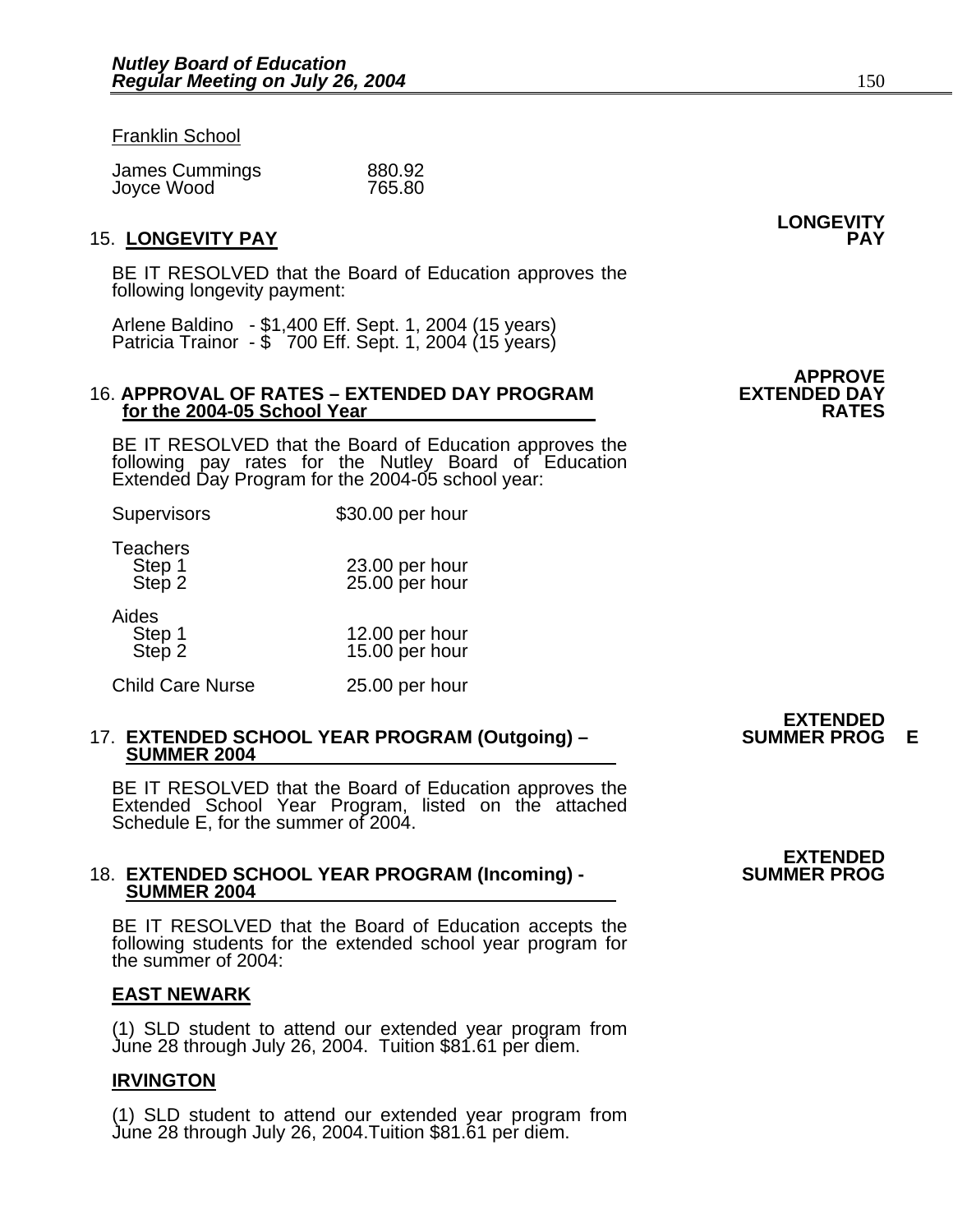Franklin School

| | |
|---|---|
| James Cummings | 880.92 |
| Joyce Wood | 765.80 |

**LONGEVITY PAY**

15. **LONGEVITY PAY**

BE IT RESOLVED that the Board of Education approves the following longevity payment:

Arlene Baldino - $1,400 Eff. Sept. 1, 2004 (15 years)
Patricia Trainor - $ 700 Eff. Sept. 1, 2004 (15 years)

**APPROVE EXTENDED DAY RATES**

16. **APPROVAL OF RATES – EXTENDED DAY PROGRAM for the 2004-05 School Year**

BE IT RESOLVED that the Board of Education approves the following pay rates for the Nutley Board of Education Extended Day Program for the 2004-05 school year:

| | |
|---|---|
| Supervisors | $30.00 per hour |
| Teachers | |
| Step 1 | 23.00 per hour |
| Step 2 | 25.00 per hour |
| Aides | |
| Step 1 | 12.00 per hour |
| Step 2 | 15.00 per hour |
| Child Care Nurse | 25.00 per hour |

**EXTENDED SUMMER PROG E**

17. **EXTENDED SCHOOL YEAR PROGRAM (Outgoing) – SUMMER 2004**

BE IT RESOLVED that the Board of Education approves the Extended School Year Program, listed on the attached Schedule E, for the summer of 2004.

**EXTENDED SUMMER PROG**

18. **EXTENDED SCHOOL YEAR PROGRAM (Incoming) - SUMMER 2004**

BE IT RESOLVED that the Board of Education accepts the following students for the extended school year program for the summer of 2004:

**EAST NEWARK**

(1) SLD student to attend our extended year program from June 28 through July 26, 2004. Tuition $81.61 per diem.

**IRVINGTON**

(1) SLD student to attend our extended year program from June 28 through July 26, 2004.Tuition $81.61 per diem.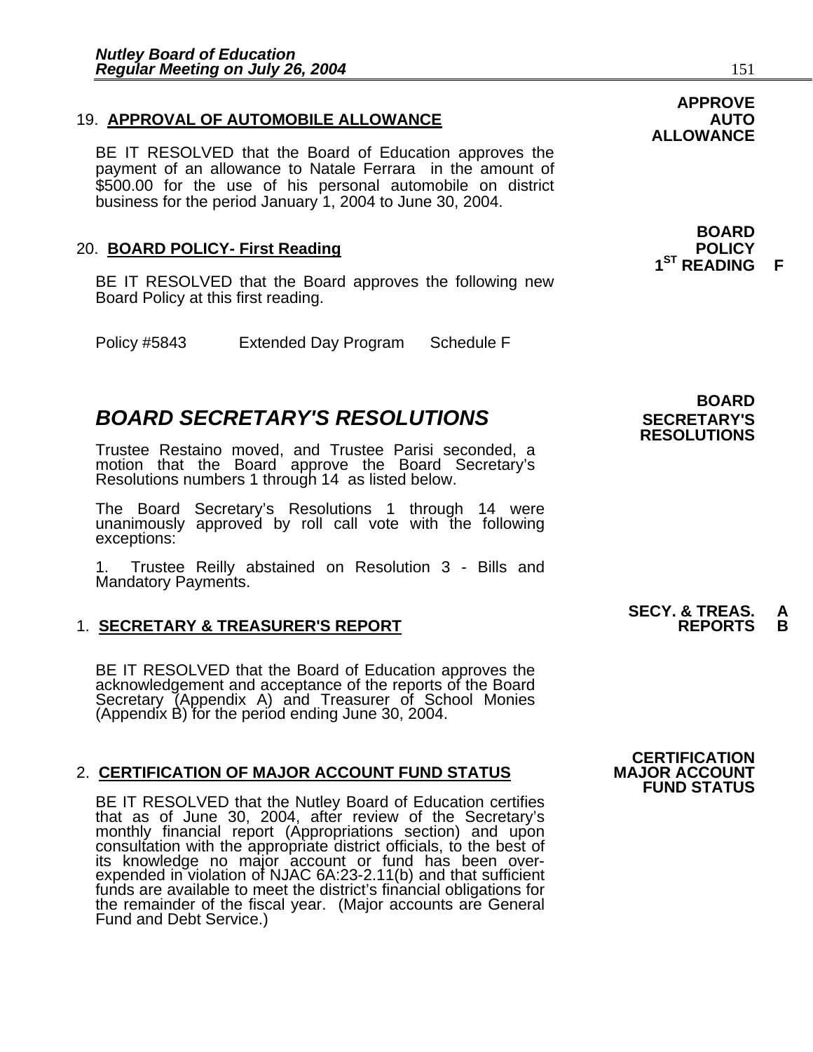19. **APPROVAL OF AUTOMOBILE ALLOWANCE**

**APPROVE AUTO ALLOWANCE**

BE IT RESOLVED that the Board of Education approves the payment of an allowance to Natale Ferrara in the amount of $500.00 for the use of his personal automobile on district business for the period January 1, 2004 to June 30, 2004.

20. **BOARD POLICY- First Reading**

**BOARD POLICY 1ST READING F**

BE IT RESOLVED that the Board approves the following new Board Policy at this first reading.

Policy #5843 Extended Day Program Schedule F

## *BOARD SECRETARY'S RESOLUTIONS*

**BOARD SECRETARY'S RESOLUTIONS**

Trustee Restaino moved, and Trustee Parisi seconded, a motion that the Board approve the Board Secretary's Resolutions numbers 1 through 14 as listed below.

The Board Secretary's Resolutions 1 through 14 were unanimously approved by roll call vote with the following exceptions:

1. Trustee Reilly abstained on Resolution 3 - Bills and Mandatory Payments.

1. **SECRETARY & TREASURER'S REPORT**

**SECY. & TREAS. REPORTS A B**

BE IT RESOLVED that the Board of Education approves the acknowledgement and acceptance of the reports of the Board Secretary (Appendix A) and Treasurer of School Monies (Appendix B) for the period ending June 30, 2004.

2. **CERTIFICATION OF MAJOR ACCOUNT FUND STATUS**

**CERTIFICATION MAJOR ACCOUNT FUND STATUS**

BE IT RESOLVED that the Nutley Board of Education certifies that as of June 30, 2004, after review of the Secretary's monthly financial report (Appropriations section) and upon consultation with the appropriate district officials, to the best of its knowledge no major account or fund has been over-expended in violation of NJAC 6A:23-2.11(b) and that sufficient funds are available to meet the district's financial obligations for the remainder of the fiscal year. (Major accounts are General Fund and Debt Service.)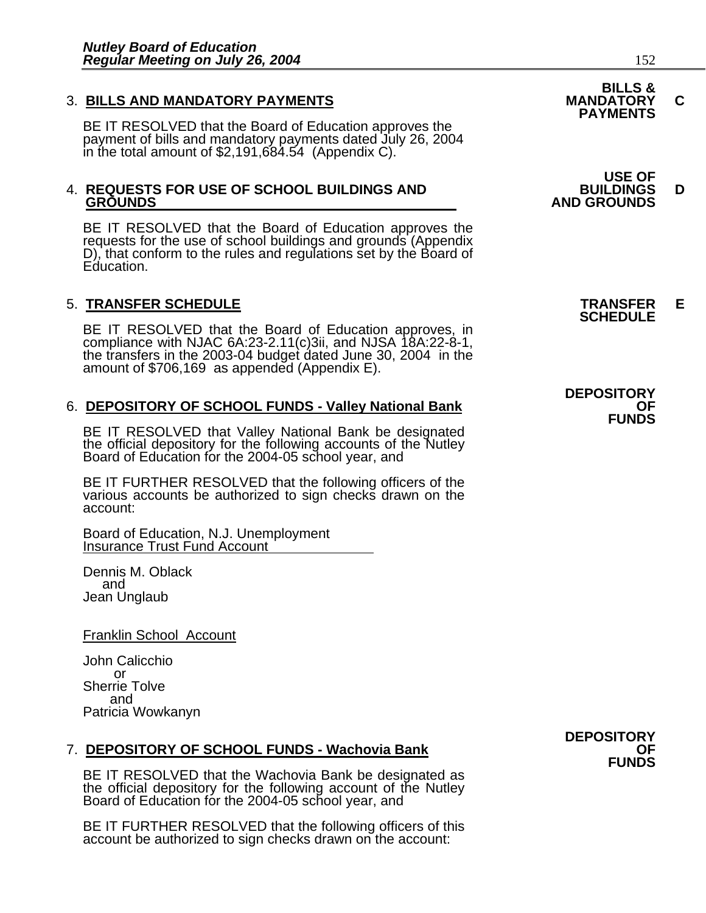3. **BILLS AND MANDATORY PAYMENTS**

**BILLS & MANDATORY PAYMENTS C**

BE IT RESOLVED that the Board of Education approves the payment of bills and mandatory payments dated July 26, 2004 in the total amount of $2,191,684.54 (Appendix C).

4. **REQUESTS FOR USE OF SCHOOL BUILDINGS AND GROUNDS**

**USE OF BUILDINGS AND GROUNDS D**

BE IT RESOLVED that the Board of Education approves the requests for the use of school buildings and grounds (Appendix D), that conform to the rules and regulations set by the Board of Education.

5. **TRANSFER SCHEDULE**

**TRANSFER SCHEDULE E**

BE IT RESOLVED that the Board of Education approves, in compliance with NJAC 6A:23-2.11(c)3ii, and NJSA 18A:22-8-1, the transfers in the 2003-04 budget dated June 30, 2004 in the amount of $706,169 as appended (Appendix E).

6. **DEPOSITORY OF SCHOOL FUNDS - Valley National Bank**

**DEPOSITORY OF FUNDS**

BE IT RESOLVED that Valley National Bank be designated the official depository for the following accounts of the Nutley Board of Education for the 2004-05 school year, and

BE IT FURTHER RESOLVED that the following officers of the various accounts be authorized to sign checks drawn on the account:

Board of Education, N.J. Unemployment Insurance Trust Fund Account

Dennis M. Oblack
and
Jean Unglaub

Franklin School Account

John Calicchio
or
Sherrie Tolve
and
Patricia Wowkanyn

7. **DEPOSITORY OF SCHOOL FUNDS - Wachovia Bank**

**DEPOSITORY OF FUNDS**

BE IT RESOLVED that the Wachovia Bank be designated as the official depository for the following account of the Nutley Board of Education for the 2004-05 school year, and

BE IT FURTHER RESOLVED that the following officers of this account be authorized to sign checks drawn on the account: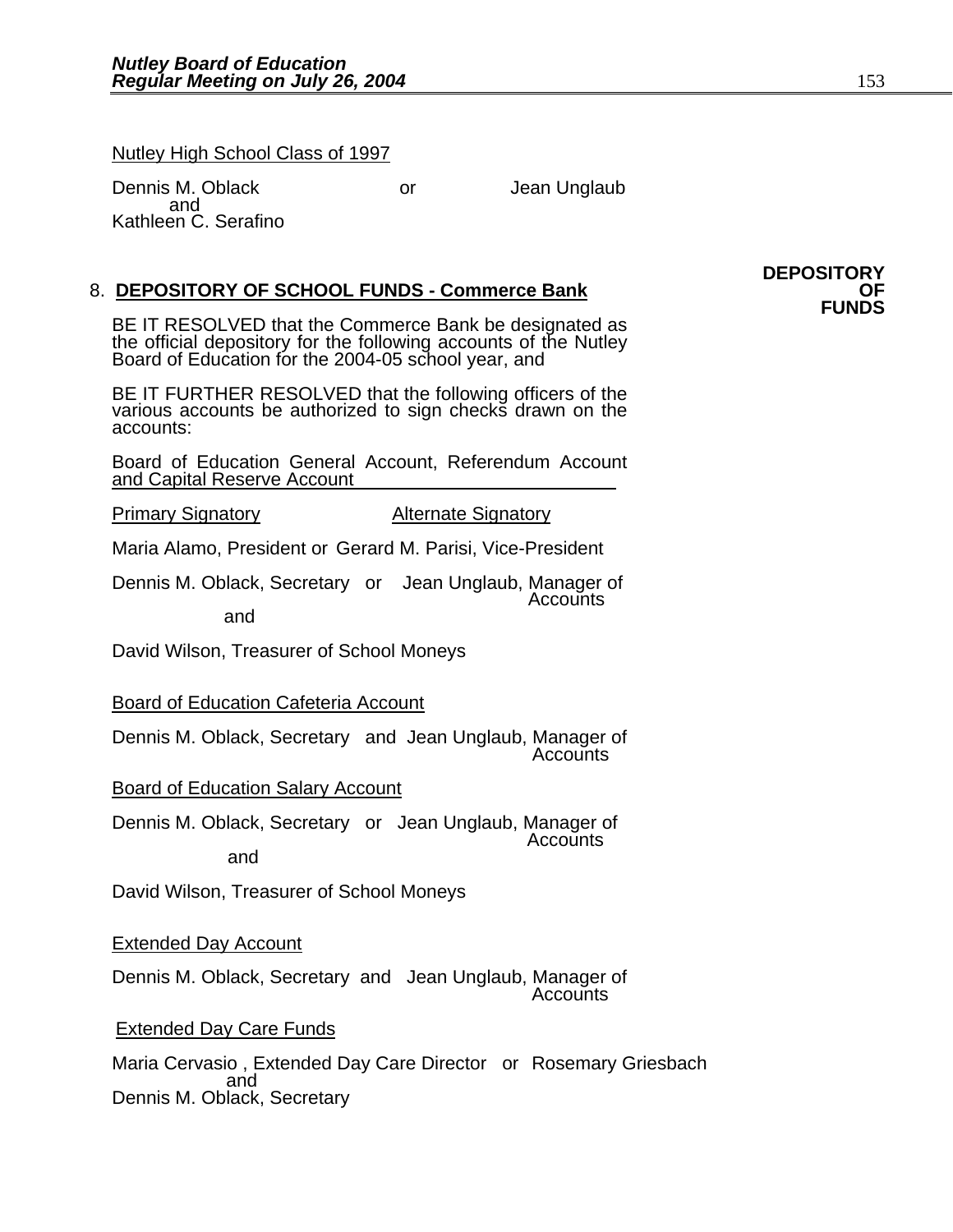Nutley High School Class of 1997

Dennis M. Oblack or Jean Unglaub
and
Kathleen C. Serafino

**DEPOSITORY OF FUNDS**

8. **DEPOSITORY OF SCHOOL FUNDS - Commerce Bank**

BE IT RESOLVED that the Commerce Bank be designated as the official depository for the following accounts of the Nutley Board of Education for the 2004-05 school year, and

BE IT FURTHER RESOLVED that the following officers of the various accounts be authorized to sign checks drawn on the accounts:

Board of Education General Account, Referendum Account and Capital Reserve Account

| Primary Signatory | | Alternate Signatory |
|---|---|---|
| Maria Alamo, President | or | Gerard M. Parisi, Vice-President |
| Dennis M. Oblack, Secretary | or | Jean Unglaub, Manager of Accounts |

and

David Wilson, Treasurer of School Moneys

Board of Education Cafeteria Account

Dennis M. Oblack, Secretary and Jean Unglaub, Manager of Accounts

Board of Education Salary Account

Dennis M. Oblack, Secretary or Jean Unglaub, Manager of Accounts
and

David Wilson, Treasurer of School Moneys

Extended Day Account

Dennis M. Oblack, Secretary and Jean Unglaub, Manager of Accounts

Extended Day Care Funds

Maria Cervasio , Extended Day Care Director or Rosemary Griesbach
and
Dennis M. Oblack, Secretary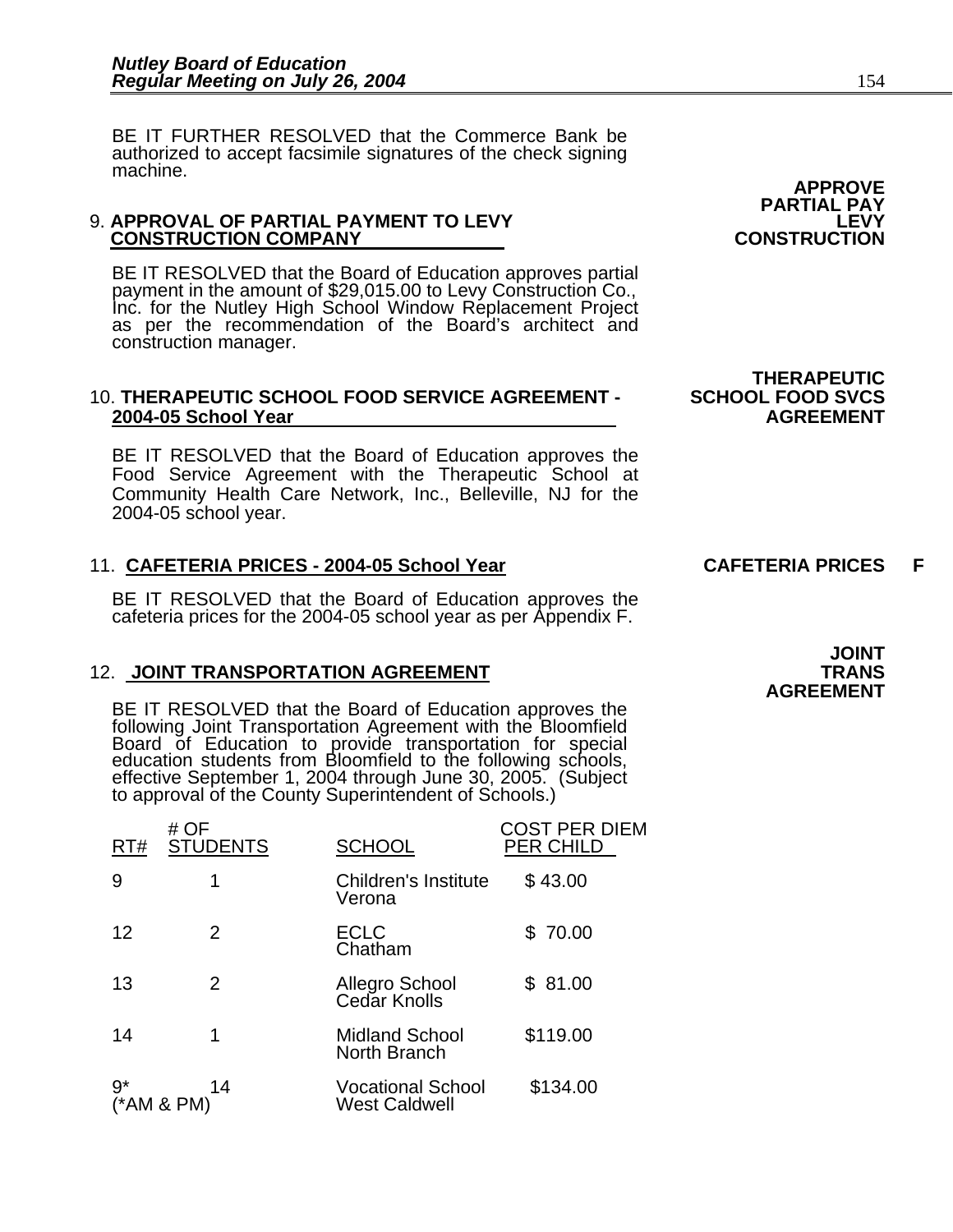BE IT FURTHER RESOLVED that the Commerce Bank be authorized to accept facsimile signatures of the check signing machine.

**APPROVE PARTIAL PAY LEVY CONSTRUCTION**

9. **APPROVAL OF PARTIAL PAYMENT TO LEVY CONSTRUCTION COMPANY**

BE IT RESOLVED that the Board of Education approves partial payment in the amount of $29,015.00 to Levy Construction Co., Inc. for the Nutley High School Window Replacement Project as per the recommendation of the Board's architect and construction manager.

**THERAPEUTIC SCHOOL FOOD SVCS AGREEMENT**

10. **THERAPEUTIC SCHOOL FOOD SERVICE AGREEMENT - 2004-05 School Year**

BE IT RESOLVED that the Board of Education approves the Food Service Agreement with the Therapeutic School at Community Health Care Network, Inc., Belleville, NJ for the 2004-05 school year.

11. **CAFETERIA PRICES - 2004-05 School Year**

**CAFETERIA PRICES F**

BE IT RESOLVED that the Board of Education approves the cafeteria prices for the 2004-05 school year as per Appendix F.

**JOINT TRANS AGREEMENT**

12. **JOINT TRANSPORTATION AGREEMENT**

BE IT RESOLVED that the Board of Education approves the following Joint Transportation Agreement with the Bloomfield Board of Education to provide transportation for special education students from Bloomfield to the following schools, effective September 1, 2004 through June 30, 2005. (Subject to approval of the County Superintendent of Schools.)

| RT# | # OF STUDENTS | SCHOOL | COST PER DIEM PER CHILD |
|---|---|---|---|
| 9 | 1 | Children's Institute Verona | $ 43.00 |
| 12 | 2 | ECLC Chatham | $ 70.00 |
| 13 | 2 | Allegro School Cedar Knolls | $ 81.00 |
| 14 | 1 | Midland School North Branch | $119.00 |
| 9* (*AM & PM) | 14 | Vocational School West Caldwell | $134.00 |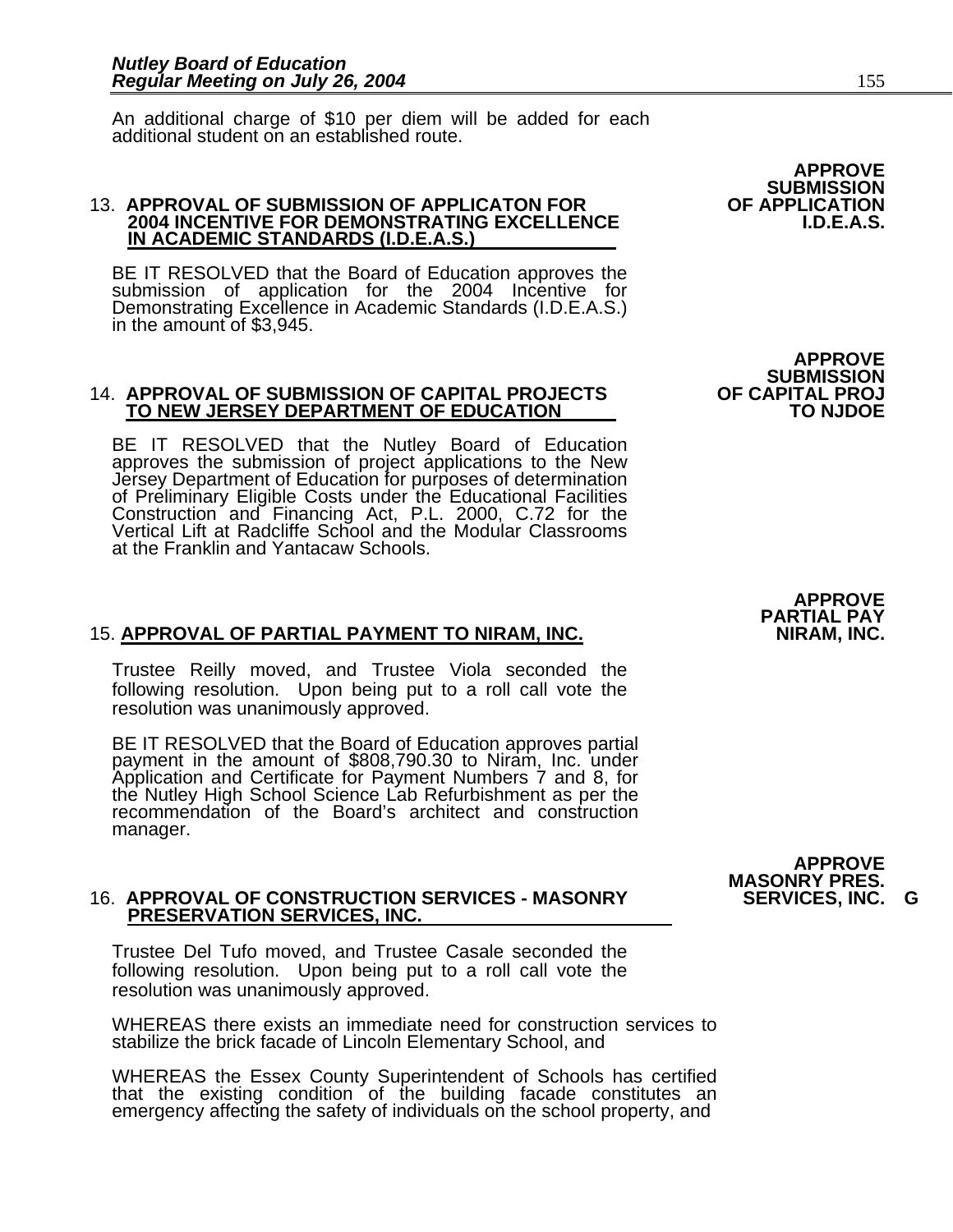An additional charge of $10 per diem will be added for each additional student on an established route.

**APPROVE SUBMISSION OF APPLICATION I.D.E.A.S.**

13. **<u>APPROVAL OF SUBMISSION OF APPLICATON FOR 2004 INCENTIVE FOR DEMONSTRATING EXCELLENCE IN ACADEMIC STANDARDS (I.D.E.A.S.)</u>**

BE IT RESOLVED that the Board of Education approves the submission of application for the 2004 Incentive for Demonstrating Excellence in Academic Standards (I.D.E.A.S.) in the amount of $3,945.

**APPROVE SUBMISSION OF CAPITAL PROJ TO NJDOE**

14. **<u>APPROVAL OF SUBMISSION OF CAPITAL PROJECTS TO NEW JERSEY DEPARTMENT OF EDUCATION</u>**

BE IT RESOLVED that the Nutley Board of Education approves the submission of project applications to the New Jersey Department of Education for purposes of determination of Preliminary Eligible Costs under the Educational Facilities Construction and Financing Act, P.L. 2000, C.72 for the Vertical Lift at Radcliffe School and the Modular Classrooms at the Franklin and Yantacaw Schools.

**APPROVE PARTIAL PAY NIRAM, INC.**

15. **<u>APPROVAL OF PARTIAL PAYMENT TO NIRAM, INC.</u>**

Trustee Reilly moved, and Trustee Viola seconded the following resolution. Upon being put to a roll call vote the resolution was unanimously approved.

BE IT RESOLVED that the Board of Education approves partial payment in the amount of $808,790.30 to Niram, Inc. under Application and Certificate for Payment Numbers 7 and 8, for the Nutley High School Science Lab Refurbishment as per the recommendation of the Board's architect and construction manager.

**APPROVE MASONRY PRES. SERVICES, INC. G**

16. **<u>APPROVAL OF CONSTRUCTION SERVICES - MASONRY PRESERVATION SERVICES, INC.</u>**

Trustee Del Tufo moved, and Trustee Casale seconded the following resolution. Upon being put to a roll call vote the resolution was unanimously approved.

WHEREAS there exists an immediate need for construction services to stabilize the brick facade of Lincoln Elementary School, and

WHEREAS the Essex County Superintendent of Schools has certified that the existing condition of the building facade constitutes an emergency affecting the safety of individuals on the school property, and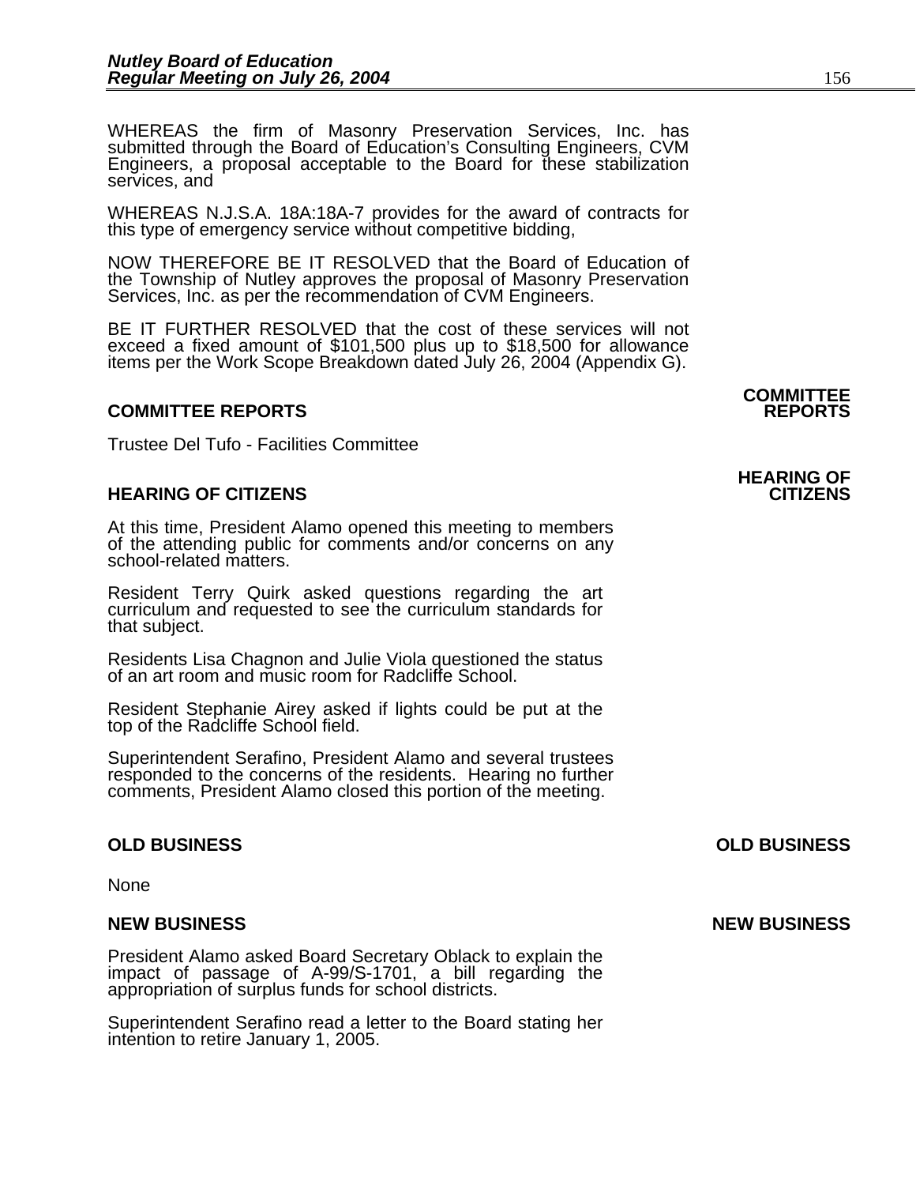WHEREAS the firm of Masonry Preservation Services, Inc. has submitted through the Board of Education's Consulting Engineers, CVM Engineers, a proposal acceptable to the Board for these stabilization services, and

WHEREAS N.J.S.A. 18A:18A-7 provides for the award of contracts for this type of emergency service without competitive bidding,

NOW THEREFORE BE IT RESOLVED that the Board of Education of the Township of Nutley approves the proposal of Masonry Preservation Services, Inc. as per the recommendation of CVM Engineers.

BE IT FURTHER RESOLVED that the cost of these services will not exceed a fixed amount of $101,500 plus up to $18,500 for allowance items per the Work Scope Breakdown dated July 26, 2004 (Appendix G).

## COMMITTEE REPORTS

Trustee Del Tufo - Facilities Committee

## HEARING OF CITIZENS

At this time, President Alamo opened this meeting to members of the attending public for comments and/or concerns on any school-related matters.

Resident Terry Quirk asked questions regarding the art curriculum and requested to see the curriculum standards for that subject.

Residents Lisa Chagnon and Julie Viola questioned the status of an art room and music room for Radcliffe School.

Resident Stephanie Airey asked if lights could be put at the top of the Radcliffe School field.

Superintendent Serafino, President Alamo and several trustees responded to the concerns of the residents. Hearing no further comments, President Alamo closed this portion of the meeting.

## OLD BUSINESS

None

## NEW BUSINESS

President Alamo asked Board Secretary Oblack to explain the impact of passage of A-99/S-1701, a bill regarding the appropriation of surplus funds for school districts.

Superintendent Serafino read a letter to the Board stating her intention to retire January 1, 2005.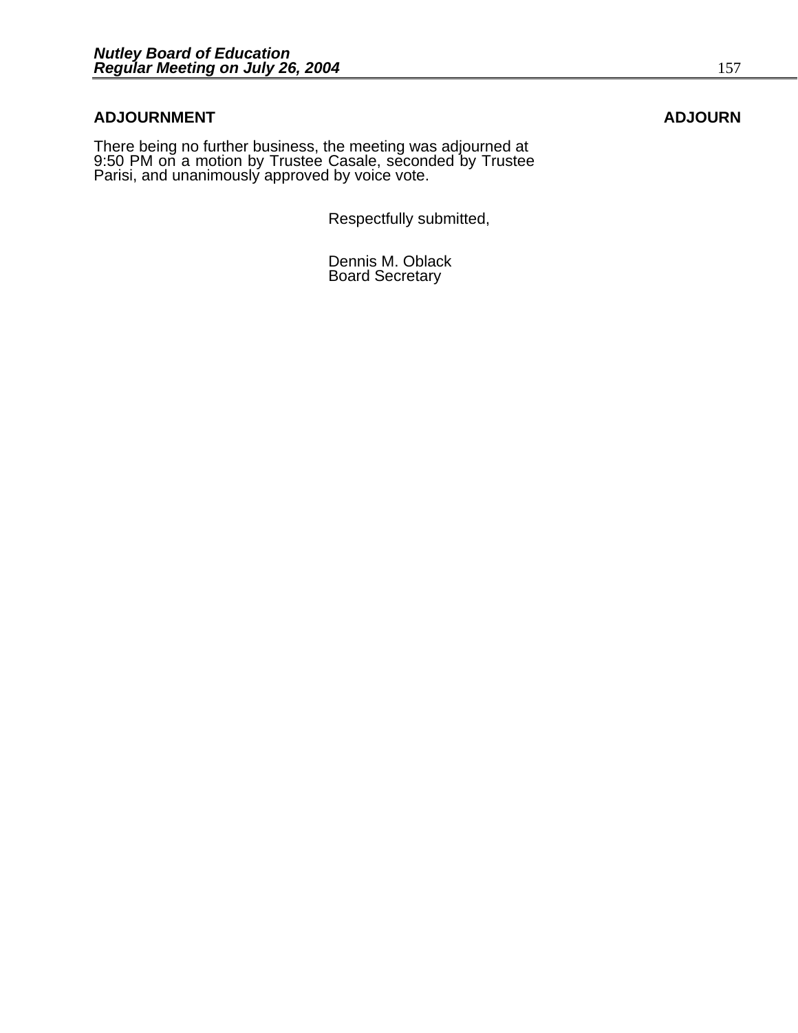**ADJOURNMENT** **ADJOURN**

There being no further business, the meeting was adjourned at 9:50 PM on a motion by Trustee Casale, seconded by Trustee Parisi, and unanimously approved by voice vote.

Respectfully submitted,

Dennis M. Oblack
Board Secretary